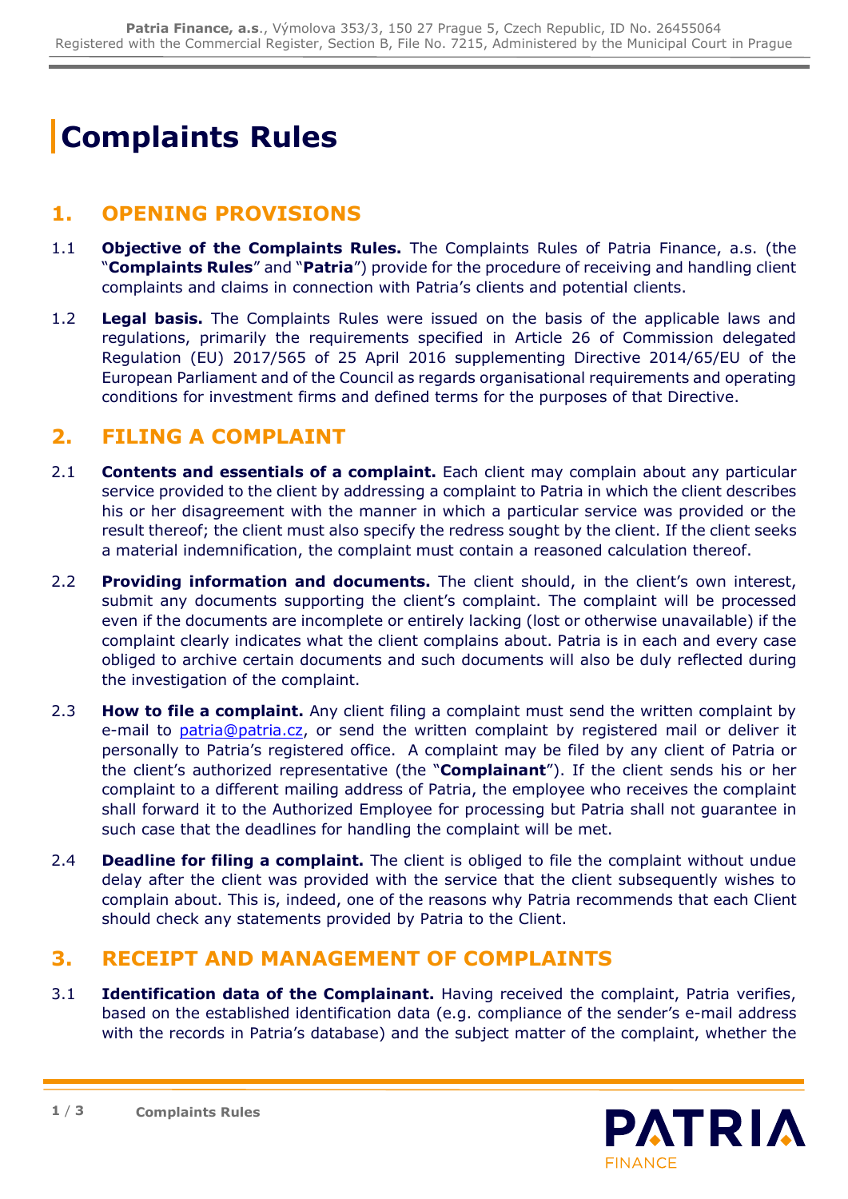# Complaints Rules

## 1. OPENING PROVISIONS

1.1 **Objective of the Complaints Rules.** The Complaints Rules of Patria Finance, a.s. (the "**Complaints Rules**" and "**Patria**") provide for the procedure of receiving and handling client complaints and claims in connection with Patria's clients and potential clients.

1.2 **Legal basis.** The Complaints Rules were issued on the basis of the applicable laws and regulations, primarily the requirements specified in Article 26 of Commission delegated Regulation (EU) 2017/565 of 25 April 2016 supplementing Directive 2014/65/EU of the European Parliament and of the Council as regards organisational requirements and operating conditions for investment firms and defined terms for the purposes of that Directive.

## 2. FILING A COMPLAINT

2.1 **Contents and essentials of a complaint.** Each client may complain about any particular service provided to the client by addressing a complaint to Patria in which the client describes his or her disagreement with the manner in which a particular service was provided or the result thereof; the client must also specify the redress sought by the client. If the client seeks a material indemnification, the complaint must contain a reasoned calculation thereof.

2.2 **Providing information and documents.** The client should, in the client's own interest, submit any documents supporting the client's complaint. The complaint will be processed even if the documents are incomplete or entirely lacking (lost or otherwise unavailable) if the complaint clearly indicates what the client complains about. Patria is in each and every case obliged to archive certain documents and such documents will also be duly reflected during the investigation of the complaint.

2.3 **How to file a complaint.** Any client filing a complaint must send the written complaint by e-mail to patria@patria.cz, or send the written complaint by registered mail or deliver it personally to Patria's registered office. A complaint may be filed by any client of Patria or the client's authorized representative (the "**Complainant**"). If the client sends his or her complaint to a different mailing address of Patria, the employee who receives the complaint shall forward it to the Authorized Employee for processing but Patria shall not guarantee in such case that the deadlines for handling the complaint will be met.

2.4 **Deadline for filing a complaint.** The client is obliged to file the complaint without undue delay after the client was provided with the service that the client subsequently wishes to complain about. This is, indeed, one of the reasons why Patria recommends that each Client should check any statements provided by Patria to the Client.

## 3. RECEIPT AND MANAGEMENT OF COMPLAINTS

3.1 **Identification data of the Complainant.** Having received the complaint, Patria verifies, based on the established identification data (e.g. compliance of the sender's e-mail address with the records in Patria's database) and the subject matter of the complaint, whether the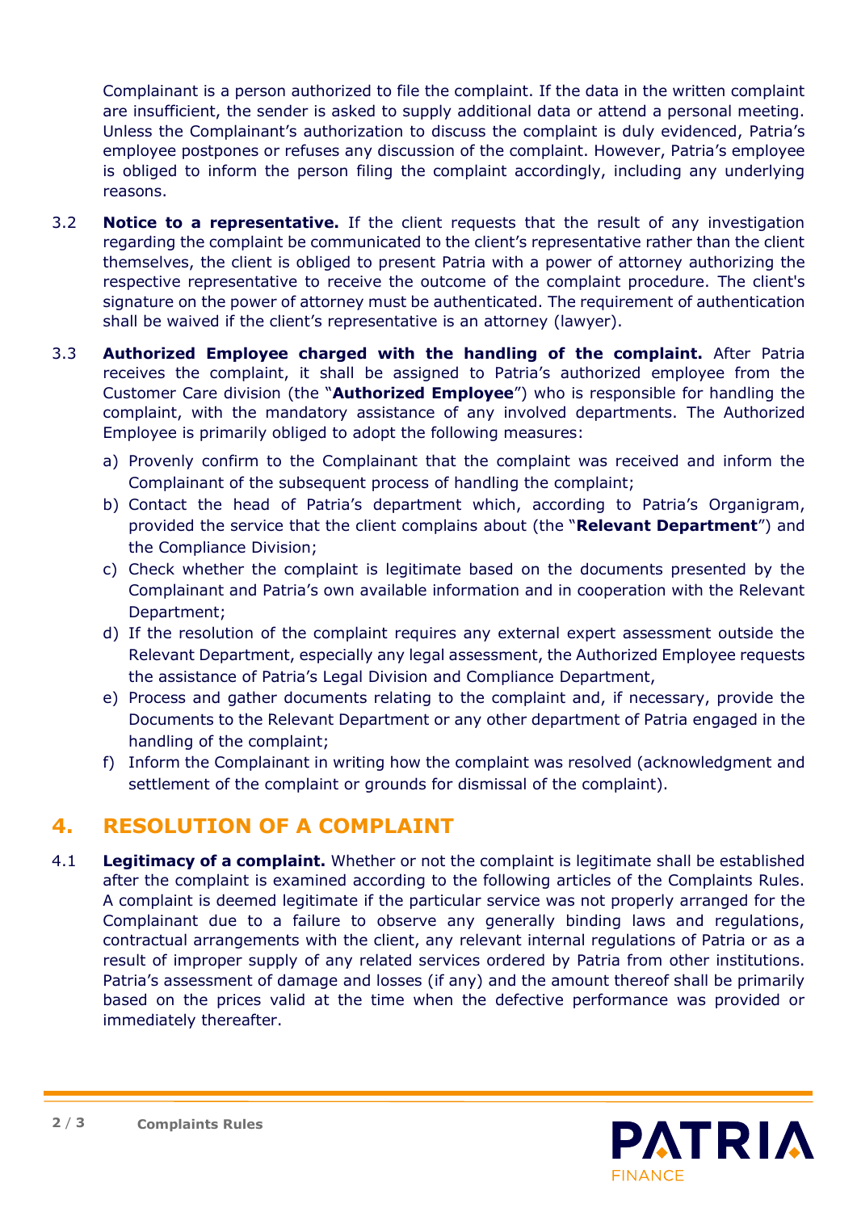Complainant is a person authorized to file the complaint. If the data in the written complaint are insufficient, the sender is asked to supply additional data or attend a personal meeting. Unless the Complainant's authorization to discuss the complaint is duly evidenced, Patria's employee postpones or refuses any discussion of the complaint. However, Patria's employee is obliged to inform the person filing the complaint accordingly, including any underlying reasons.

3.2 **Notice to a representative.** If the client requests that the result of any investigation regarding the complaint be communicated to the client's representative rather than the client themselves, the client is obliged to present Patria with a power of attorney authorizing the respective representative to receive the outcome of the complaint procedure. The client's signature on the power of attorney must be authenticated. The requirement of authentication shall be waived if the client's representative is an attorney (lawyer).

3.3 **Authorized Employee charged with the handling of the complaint.** After Patria receives the complaint, it shall be assigned to Patria's authorized employee from the Customer Care division (the "**Authorized Employee**") who is responsible for handling the complaint, with the mandatory assistance of any involved departments. The Authorized Employee is primarily obliged to adopt the following measures:

a) Provenly confirm to the Complainant that the complaint was received and inform the Complainant of the subsequent process of handling the complaint;
b) Contact the head of Patria's department which, according to Patria's Organigram, provided the service that the client complains about (the "**Relevant Department**") and the Compliance Division;
c) Check whether the complaint is legitimate based on the documents presented by the Complainant and Patria's own available information and in cooperation with the Relevant Department;
d) If the resolution of the complaint requires any external expert assessment outside the Relevant Department, especially any legal assessment, the Authorized Employee requests the assistance of Patria's Legal Division and Compliance Department,
e) Process and gather documents relating to the complaint and, if necessary, provide the Documents to the Relevant Department or any other department of Patria engaged in the handling of the complaint;
f) Inform the Complainant in writing how the complaint was resolved (acknowledgment and settlement of the complaint or grounds for dismissal of the complaint).

## 4. RESOLUTION OF A COMPLAINT

4.1 **Legitimacy of a complaint.** Whether or not the complaint is legitimate shall be established after the complaint is examined according to the following articles of the Complaints Rules. A complaint is deemed legitimate if the particular service was not properly arranged for the Complainant due to a failure to observe any generally binding laws and regulations, contractual arrangements with the client, any relevant internal regulations of Patria or as a result of improper supply of any related services ordered by Patria from other institutions. Patria's assessment of damage and losses (if any) and the amount thereof shall be primarily based on the prices valid at the time when the defective performance was provided or immediately thereafter.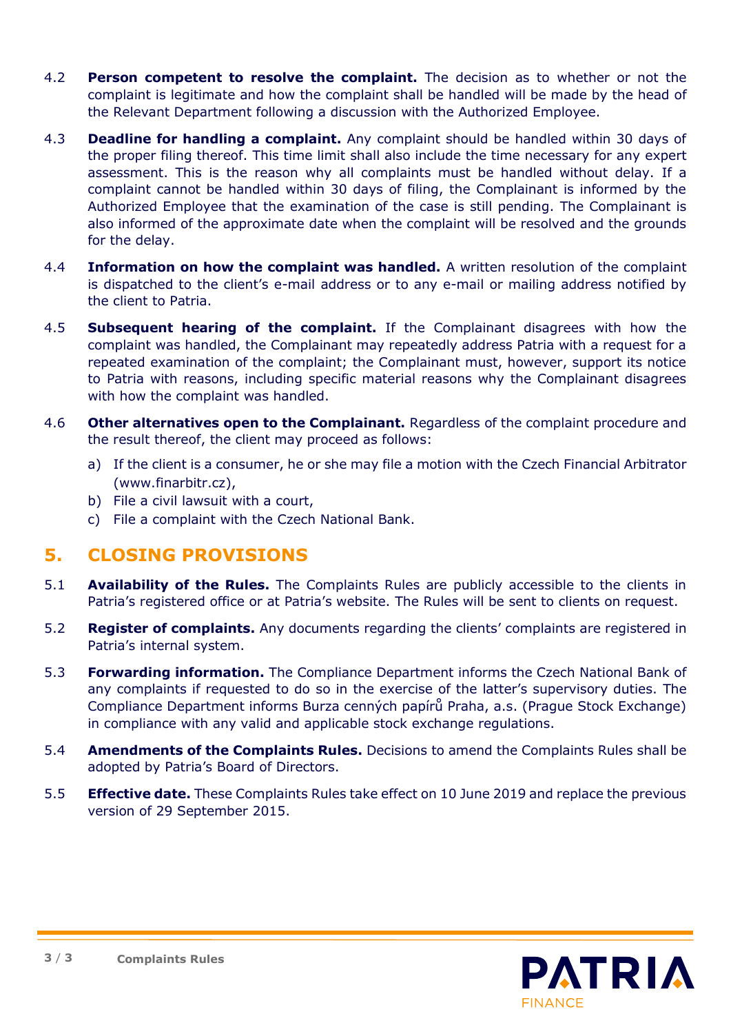4.2 **Person competent to resolve the complaint.** The decision as to whether or not the complaint is legitimate and how the complaint shall be handled will be made by the head of the Relevant Department following a discussion with the Authorized Employee.

4.3 **Deadline for handling a complaint.** Any complaint should be handled within 30 days of the proper filing thereof. This time limit shall also include the time necessary for any expert assessment. This is the reason why all complaints must be handled without delay. If a complaint cannot be handled within 30 days of filing, the Complainant is informed by the Authorized Employee that the examination of the case is still pending. The Complainant is also informed of the approximate date when the complaint will be resolved and the grounds for the delay.

4.4 **Information on how the complaint was handled.** A written resolution of the complaint is dispatched to the client's e-mail address or to any e-mail or mailing address notified by the client to Patria.

4.5 **Subsequent hearing of the complaint.** If the Complainant disagrees with how the complaint was handled, the Complainant may repeatedly address Patria with a request for a repeated examination of the complaint; the Complainant must, however, support its notice to Patria with reasons, including specific material reasons why the Complainant disagrees with how the complaint was handled.

4.6 **Other alternatives open to the Complainant.** Regardless of the complaint procedure and the result thereof, the client may proceed as follows:

a) If the client is a consumer, he or she may file a motion with the Czech Financial Arbitrator (www.finarbitr.cz),
b) File a civil lawsuit with a court,
c) File a complaint with the Czech National Bank.

## 5. CLOSING PROVISIONS

5.1 **Availability of the Rules.** The Complaints Rules are publicly accessible to the clients in Patria's registered office or at Patria's website. The Rules will be sent to clients on request.

5.2 **Register of complaints.** Any documents regarding the clients' complaints are registered in Patria's internal system.

5.3 **Forwarding information.** The Compliance Department informs the Czech National Bank of any complaints if requested to do so in the exercise of the latter's supervisory duties. The Compliance Department informs Burza cenných papírů Praha, a.s. (Prague Stock Exchange) in compliance with any valid and applicable stock exchange regulations.

5.4 **Amendments of the Complaints Rules.** Decisions to amend the Complaints Rules shall be adopted by Patria's Board of Directors.

5.5 **Effective date.** These Complaints Rules take effect on 10 June 2019 and replace the previous version of 29 September 2015.